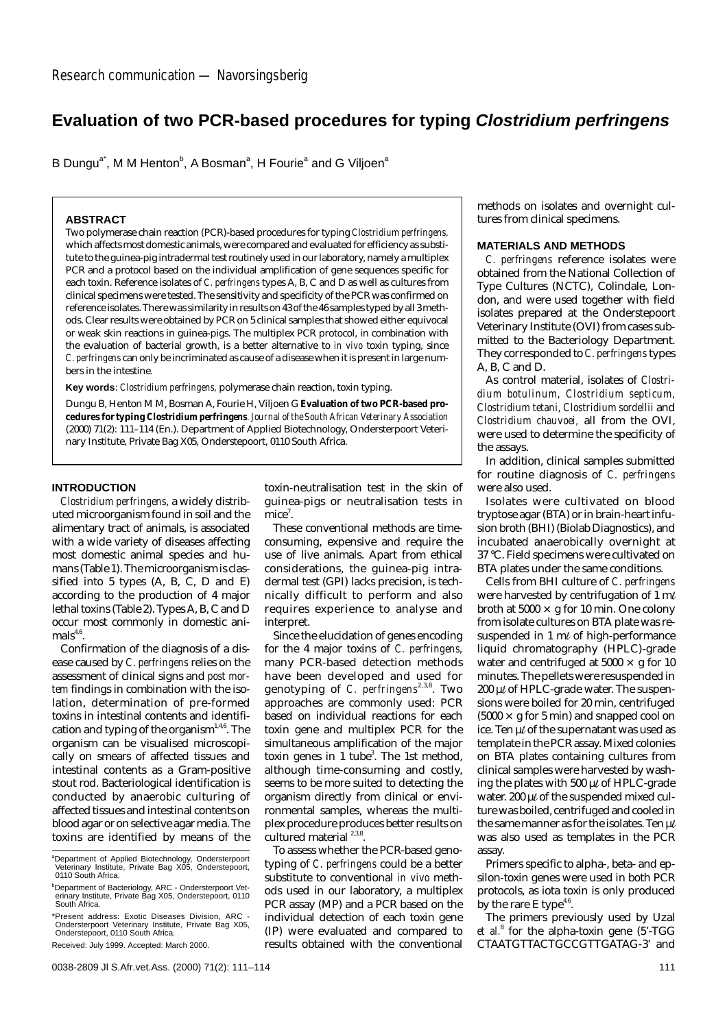Research communication — Navorsingsberig

# Evaluation of two PCR-based procedures for typing *Clostridium perfringens*

B Dungu[a*], M M Henton[b], A Bosman[a], H Fourie[a] and G Viljoen[a]

## ABSTRACT

Two polymerase chain reaction (PCR)-based procedures for typing *Clostridium perfringens*, which affects most domestic animals, were compared and evaluated for efficiency as substitute to the guinea-pig intradermal test routinely used in our laboratory, namely a multiplex PCR and a protocol based on the individual amplification of gene sequences specific for each toxin. Reference isolates of *C. perfringens* types A, B, C and D as well as cultures from clinical specimens were tested. The sensitivity and specificity of the PCR was confirmed on reference isolates. There was similarity in results on 43 of the 46 samples typed by all 3 methods. Clear results were obtained by PCR on 5 clinical samples that showed either equivocal or weak skin reactions in guinea-pigs. The multiplex PCR protocol, in combination with the evaluation of bacterial growth, is a better alternative to *in vivo* toxin typing, since *C. perfringens* can only be incriminated as cause of a disease when it is present in large numbers in the intestine.

**Key words**: *Clostridium perfringens*, polymerase chain reaction, toxin typing.

Dungu B, Henton M M, Bosman A, Fourie H, Viljoen G **Evaluation of two PCR-based procedures for typing Clostridium perfringens**. *Journal of the South African Veterinary Association* (2000) 71(2): 111–114 (En.). Department of Applied Biotechnology, Ondersterpoort Veterinary Institute, Private Bag X05, Onderstepoort, 0110 South Africa.

## INTRODUCTION

*Clostridium perfringens*, a widely distributed microorganism found in soil and the alimentary tract of animals, is associated with a wide variety of diseases affecting most domestic animal species and humans (Table 1). The microorganism is classified into 5 types (A, B, C, D and E) according to the production of 4 major lethal toxins (Table 2). Types A, B, C and D occur most commonly in domestic animals[4,6].

Confirmation of the diagnosis of a disease caused by *C. perfringens* relies on the assessment of clinical signs and *post mortem* findings in combination with the isolation, determination of pre-formed toxins in intestinal contents and identification and typing of the organism[1,4,6]. The organism can be visualised microscopically on smears of affected tissues and intestinal contents as a Gram-positive stout rod. Bacteriological identification is conducted by anaerobic culturing of affected tissues and intestinal contents on blood agar or on selective agar media. The toxins are identified by means of the toxin-neutralisation test in the skin of guinea-pigs or neutralisation tests in mice[7].

These conventional methods are time-consuming, expensive and require the use of live animals. Apart from ethical considerations, the guinea-pig intradermal test (GPI) lacks precision, is technically difficult to perform and also requires experience to analyse and interpret.

Since the elucidation of genes encoding for the 4 major toxins of *C. perfringens*, many PCR-based detection methods have been developed and used for genotyping of *C. perfringens*[2,3,8]. Two approaches are commonly used: PCR based on individual reactions for each toxin gene and multiplex PCR for the simultaneous amplification of the major toxin genes in 1 tube[3]. The 1st method, although time-consuming and costly, seems to be more suited to detecting the organism directly from clinical or environmental samples, whereas the multiplex procedure produces better results on cultured material[2,3,8].

To assess whether the PCR-based genotyping of *C. perfringens* could be a better substitute to conventional *in vivo* methods used in our laboratory, a multiplex PCR assay (MP) and a PCR based on the individual detection of each toxin gene (IP) were evaluated and compared to results obtained with the conventional methods on isolates and overnight cultures from clinical specimens.

## MATERIALS AND METHODS

*C. perfringens* reference isolates were obtained from the National Collection of Type Cultures (NCTC), Colindale, London, and were used together with field isolates prepared at the Onderstepoort Veterinary Institute (OVI) from cases submitted to the Bacteriology Department. They corresponded to *C. perfringens* types A, B, C and D.

As control material, isolates of *Clostridium botulinum*, *Clostridium septicum*, *Clostridium tetani*, *Clostridium sordellii* and *Clostridium chauvoei*, all from the OVI, were used to determine the specificity of the assays.

In addition, clinical samples submitted for routine diagnosis of *C. perfringens* were also used.

Isolates were cultivated on blood tryptose agar (BTA) or in brain-heart infusion broth (BHI) (Biolab Diagnostics), and incubated anaerobically overnight at 37 °C. Field specimens were cultivated on BTA plates under the same conditions.

Cells from BHI culture of *C. perfringens* were harvested by centrifugation of 1 mℓ broth at 5000 × g for 10 min. One colony from isolate cultures on BTA plate was resuspended in 1 mℓ of high-performance liquid chromatography (HPLC)-grade water and centrifuged at 5000 × g for 10 minutes. The pellets were resuspended in 200 μℓ of HPLC-grade water. The suspensions were boiled for 20 min, centrifuged (5000 × g for 5 min) and snapped cool on ice. Ten μℓ of the supernatant was used as template in the PCR assay. Mixed colonies on BTA plates containing cultures from clinical samples were harvested by washing the plates with 500 μℓ of HPLC-grade water. 200 μℓ of the suspended mixed culture was boiled, centrifuged and cooled in the same manner as for the isolates. Ten μℓ was also used as templates in the PCR assay.

Primers specific to alpha-, beta- and epsilon-toxin genes were used in both PCR protocols, as iota toxin is only produced by the rare E type[4,6].

The primers previously used by Uzal *et al.*[8] for the alpha-toxin gene (5'-TGG CTAATGTTACTGCCGTTGATAG-3' and

[a]Department of Applied Biotechnology, Ondersterpoort Veterinary Institute, Private Bag X05, Onderstepoort, 0110 South Africa.

[b]Department of Bacteriology, ARC - Ondersterpoort Veterinary Institute, Private Bag X05, Onderstepoort, 0110 South Africa.

*Present address: Exotic Diseases Division, ARC - Ondersterpoort Veterinary Institute, Private Bag X05, Onderstepoort, 0110 South Africa.

Received: July 1999. Accepted: March 2000.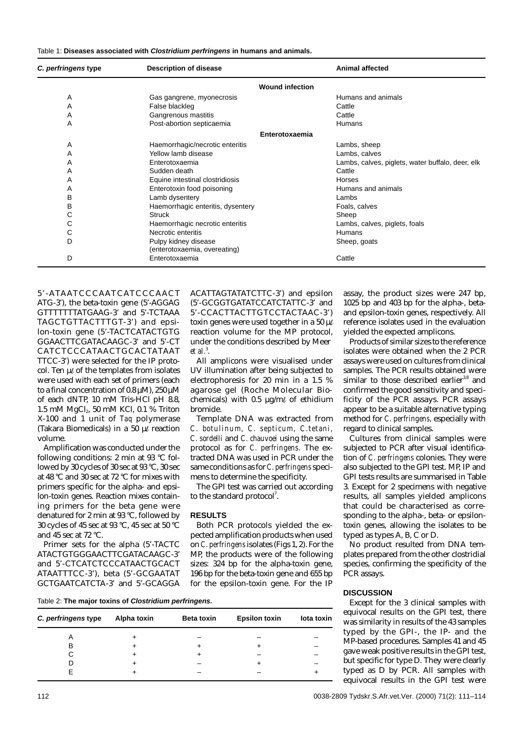Table 1: **Diseases associated with *Clostridium perfringens* in humans and animals.**

| *C. perfringens* type | Description of disease | Animal affected |
|---|---|---|
| | **Wound infection** | |
| A | Gas gangrene, myonecrosis | Humans and animals |
| A | False blackleg | Cattle |
| A | Gangrenous mastitis | Cattle |
| A | Post-abortion septicaemia | Humans |
| | **Enterotoxaemia** | |
| A | Haemorrhagic/necrotic enteritis | Lambs, sheep |
| A | Yellow lamb disease | Lambs, calves |
| A | Enterotoxaemia | Lambs, calves, piglets, water buffalo, deer, elk |
| A | Sudden death | Cattle |
| A | Equine intestinal clostridiosis | Horses |
| A | Enterotoxin food poisoning | Humans and animals |
| B | Lamb dysentery | Lambs |
| B | Haemorrhagic enteritis, dysentery | Foals, calves |
| C | Struck | Sheep |
| C | Haemorrhagic necrotic enteritis | Lambs, calves, piglets, foals |
| C | Necrotic enteritis | Humans |
| D | Pulpy kidney disease (enterotoxaemia, overeating) | Sheep, goats |
| D | Enterotoxaemia | Cattle |

5'-ATAATCCCAATCATCCCAACT ATG-3'), the beta-toxin gene (5'-AGGAG GTTTTTTTATGAAG-3' and 5'-TCTAAA TAGCTGTTACTTTGT-3') and epsilon-toxin gene (5'-TACTCATACTGTG GGAACTTCGATACAAGC-3' and 5'-CT CATCTCCCATAACTGCACTATAAT TTCC-3') were selected for the IP protocol. Ten μℓ of the templates from isolates were used with each set of primers (each to a final concentration of 0.8 μM), 250 μM of each dNTP, 10 mM Tris-HCl pH 8.8, 1.5 mM $MgCl_2$, 50 mM KCl, 0.1 % Triton X-100 and 1 unit of *Taq* polymerase (Takara Biomedicals) in a 50 μℓ reaction volume.

Amplification was conducted under the following conditions: 2 min at 93 °C followed by 30 cycles of 30 sec at 93 °C, 30 sec at 48 °C and 30 sec at 72 °C for mixes with primers specific for the alpha- and epsilon-toxin genes. Reaction mixes containing primers for the beta gene were denatured for 2 min at 93 °C, followed by 30 cycles of 45 sec at 93 °C, 45 sec at 50 °C and 45 sec at 72 °C.

Primer sets for the alpha (5'-TACTC ATACTGTGGGAACTTCGATACAAGC-3' and 5'-CTCATCTCCCATAACTGCACT ATAATTTCC-3'), beta (5'-GCGAATAT GCTGAATCATCTA-3' and 5'-GCAGGA ACATTAGTATATCTTC-3') and epsilon (5'-GCGGTGATATCCATCTATTC-3' and 5'-CCACTTACTTGTCCTACTAAC-3') toxin genes were used together in a 50 μℓ reaction volume for the MP protocol, under the conditions described by Meer *et al.*[3].

All amplicons were visualised under UV illumination after being subjected to electrophoresis for 20 min in a 1.5 % agarose gel (Roche Molecular Biochemicals) with 0.5 μg/mℓ of ethidium bromide.

Template DNA was extracted from *C. botulinum*, *C. septicum*, *C. tetani*, *C. sordelli* and *C. chauvoei* using the same protocol as for *C. perfringens*. The extracted DNA was used in PCR under the same conditions as for *C. perfringens* specimens to determine the specificity.

The GPI test was carried out according to the standard protocol[7].

## RESULTS

Both PCR protocols yielded the expected amplification products when used on *C. perfringens* isolates (Figs 1, 2). For the MP, the products were of the following sizes: 324 bp for the alpha-toxin gene, 196 bp for the beta-toxin gene and 655 bp for the epsilon-toxin gene. For the IP assay, the product sizes were 247 bp, 1025 bp and 403 bp for the alpha-, beta- and epsilon-toxin genes, respectively. All reference isolates used in the evaluation yielded the expected amplicons.

Products of similar sizes to the reference isolates were obtained when the 2 PCR assays were used on cultures from clinical samples. The PCR results obtained were similar to those described earlier[3,8] and confirmed the good sensitivity and specificity of the PCR assays. PCR assays appear to be a suitable alternative typing method for *C. perfringens*, especially with regard to clinical samples.

Cultures from clinical samples were subjected to PCR after visual identification of *C. perfringens* colonies. They were also subjected to the GPI test. MP, IP and GPI tests results are summarised in Table 3. Except for 2 specimens with negative results, all samples yielded amplicons that could be characterised as corresponding to the alpha-, beta- or epsilon-toxin genes, allowing the isolates to be typed as types A, B, C or D.

No product resulted from DNA templates prepared from the other clostridial species, confirming the specificity of the PCR assays.

Table 2: **The major toxins of *Clostridium perfringens*.**

| *C. perfringens* type | Alpha toxin | Beta toxin | Epsilon toxin | Iota toxin |
|---|---|---|---|---|
| A | + | – | – | – |
| B | + | + | + | – |
| C | + | + | – | – |
| D | + | – | + | – |
| E | + | – | – | + |

## DISCUSSION

Except for the 3 clinical samples with equivocal results on the GPI test, there was similarity in results of the 43 samples typed by the GPI-, the IP- and the MP-based procedures. Samples 41 and 45 gave weak positive results in the GPI test, but specific for type D. They were clearly typed as D by PCR. All samples with equivocal results in the GPI test were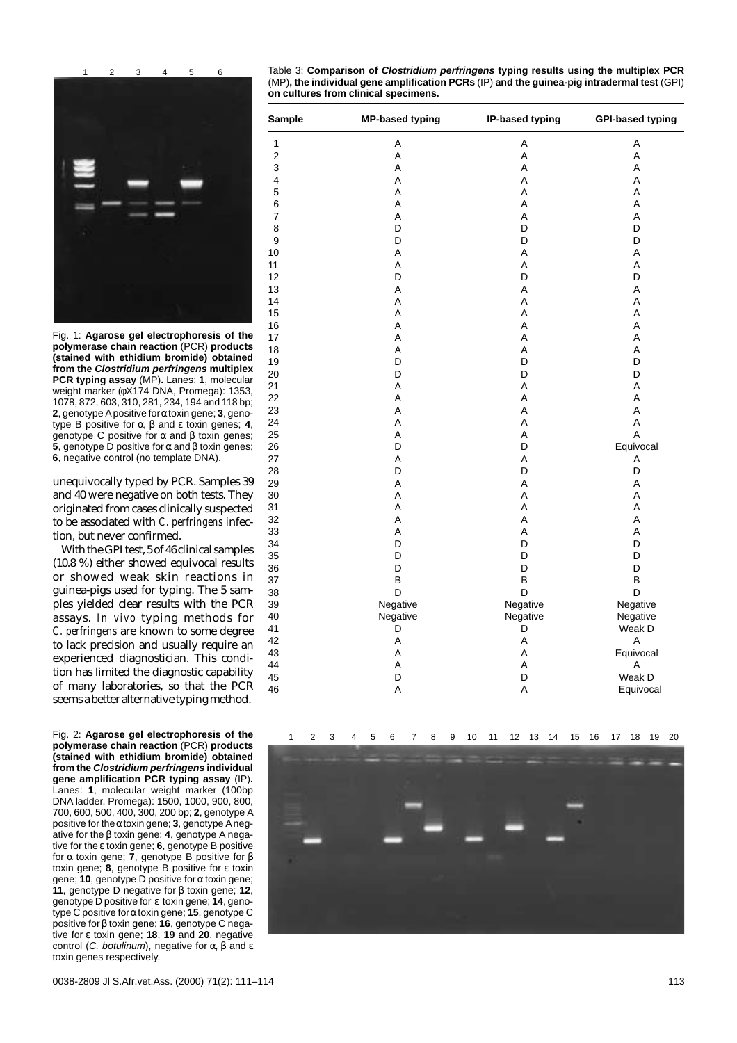1 2 3 4 5 6

Fig. 1: **Agarose gel electrophoresis of the polymerase chain reaction** (PCR) **products (stained with ethidium bromide) obtained from the *Clostridium perfringens* multiplex PCR typing assay** (MP)**.** Lanes: **1**, molecular weight marker (φX174 DNA, Promega): 1353, 1078, 872, 603, 310, 281, 234, 194 and 118 bp; **2**, genotype A positive for α toxin gene; **3**, genotype B positive for α, β and ε toxin genes; **4**, genotype C positive for α and β toxin genes; **5**, genotype D positive for α and β toxin genes; **6**, negative control (no template DNA).

unequivocally typed by PCR. Samples 39 and 40 were negative on both tests. They originated from cases clinically suspected to be associated with *C. perfringens* infection, but never confirmed.

With the GPI test, 5 of 46 clinical samples (10.8 %) either showed equivocal results or showed weak skin reactions in guinea-pigs used for typing. The 5 samples yielded clear results with the PCR assays. *In vivo* typing methods for *C. perfringens* are known to some degree to lack precision and usually require an experienced diagnostician. This condition has limited the diagnostic capability of many laboratories, so that the PCR seems a better alternative typing method.

Table 3: **Comparison of *Clostridium perfringens* typing results using the multiplex PCR** (MP)**, the individual gene amplification PCRs** (IP) **and the guinea-pig intradermal test** (GPI) **on cultures from clinical specimens.**

| Sample | MP-based typing | IP-based typing | GPI-based typing |
|---|---|---|---|
| 1 | A | A | A |
| 2 | A | A | A |
| 3 | A | A | A |
| 4 | A | A | A |
| 5 | A | A | A |
| 6 | A | A | A |
| 7 | A | A | A |
| 8 | D | D | D |
| 9 | D | D | D |
| 10 | A | A | A |
| 11 | A | A | A |
| 12 | D | D | D |
| 13 | A | A | A |
| 14 | A | A | A |
| 15 | A | A | A |
| 16 | A | A | A |
| 17 | A | A | A |
| 18 | A | A | A |
| 19 | D | D | D |
| 20 | D | D | D |
| 21 | A | A | A |
| 22 | A | A | A |
| 23 | A | A | A |
| 24 | A | A | A |
| 25 | A | A | A |
| 26 | D | D | Equivocal |
| 27 | A | A | A |
| 28 | D | D | D |
| 29 | A | A | A |
| 30 | A | A | A |
| 31 | A | A | A |
| 32 | A | A | A |
| 33 | A | A | A |
| 34 | D | D | D |
| 35 | D | D | D |
| 36 | D | D | D |
| 37 | B | B | B |
| 38 | D | D | D |
| 39 | Negative | Negative | Negative |
| 40 | Negative | Negative | Negative |
| 41 | D | D | Weak D |
| 42 | A | A | A |
| 43 | A | A | Equivocal |
| 44 | A | A | A |
| 45 | D | D | Weak D |
| 46 | A | A | Equivocal |

1 2 3 4 5 6 7 8 9 10 11 12 13 14 15 16 17 18 19 20

Fig. 2: **Agarose gel electrophoresis of the polymerase chain reaction** (PCR) **products (stained with ethidium bromide) obtained from the *Clostridium perfringens* individual gene amplification PCR typing assay** (IP)**.** Lanes: **1**, molecular weight marker (100bp DNA ladder, Promega): 1500, 1000, 900, 800, 700, 600, 500, 400, 300, 200 bp; **2**, genotype A positive for the α toxin gene; **3**, genotype A negative for the β toxin gene; **4**, genotype A negative for the ε toxin gene; **6**, genotype B positive for α toxin gene; **7**, genotype B positive for β toxin gene; **8**, genotype B positive for ε toxin gene; **10**, genotype D positive for α toxin gene; **11**, genotype D negative for β toxin gene; **12**, genotype D positive for ε toxin gene; **14**, genotype C positive for α toxin gene; **15**, genotype C positive for β toxin gene; **16**, genotype C negative for ε toxin gene; **18**, **19** and **20**, negative control (*C. botulinum*), negative for α, β and ε toxin genes respectively.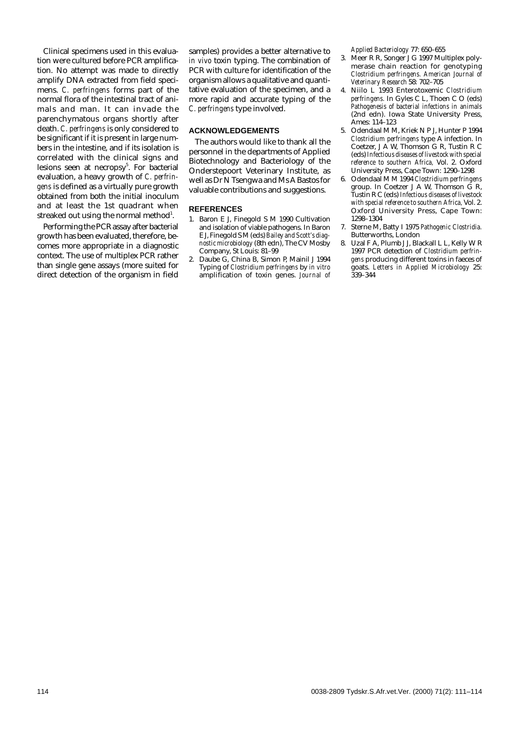Clinical specimens used in this evaluation were cultured before PCR amplification. No attempt was made to directly amplify DNA extracted from field specimens. *C. perfringens* forms part of the normal flora of the intestinal tract of animals and man. It can invade the parenchymatous organs shortly after death. *C. perfringens* is only considered to be significant if it is present in large numbers in the intestine, and if its isolation is correlated with the clinical signs and lesions seen at necropsy[5]. For bacterial evaluation, a heavy growth of *C. perfringens* is defined as a virtually pure growth obtained from both the initial inoculum and at least the 1st quadrant when streaked out using the normal method[1].

Performing the PCR assay after bacterial growth has been evaluated, therefore, becomes more appropriate in a diagnostic context. The use of multiplex PCR rather than single gene assays (more suited for direct detection of the organism in field samples) provides a better alternative to *in vivo* toxin typing. The combination of PCR with culture for identification of the organism allows a qualitative and quantitative evaluation of the specimen, and a more rapid and accurate typing of the *C. perfringens* type involved.

## ACKNOWLEDGEMENTS

The authors would like to thank all the personnel in the departments of Applied Biotechnology and Bacteriology of the Onderstepoort Veterinary Institute, as well as Dr N Tsengwa and Ms A Bastos for valuable contributions and suggestions.

## REFERENCES

1. Baron E J, Finegold S M 1990 Cultivation and isolation of viable pathogens. In Baron E J, Finegold S M (eds) *Bailey and Scott's diagnostic microbiology* (8th edn), The CV Mosby Company, St Louis: 81–99
2. Daube G, China B, Simon P, Mainil J 1994 Typing of *Clostridium perfringens* by *in vitro* amplification of toxin genes. *Journal of Applied Bacteriology* 77: 650–655
3. Meer R R, Songer J G 1997 Multiplex polymerase chain reaction for genotyping *Clostridium perfringens*. *American Journal of Veterinary Research* 58: 702–705
4. Niilo L 1993 Enterotoxemic *Clostridium perfringens*. In Gyles C L, Thoen C O (eds) *Pathogenesis of bacterial infections in animals* (2nd edn). Iowa State University Press, Ames: 114–123
5. Odendaal M M, Kriek N P J, Hunter P 1994 *Clostridium perfringens* type A infection. In Coetzer, J A W, Thomson G R, Tustin R C (eds) *Infectious diseases of livestock with special reference to southern Africa*, Vol. 2. Oxford University Press, Cape Town: 1290–1298
6. Odendaal M M 1994 *Clostridium perfringens* group. In Coetzer J A W, Thomson G R, Tustin R C (eds) *Infectious diseases of livestock with special reference to southern Africa*, Vol. 2. Oxford University Press, Cape Town: 1298–1304
7. Sterne M, Batty I 1975 *Pathogenic Clostridia*. Butterworths, London
8. Uzal F A, Plumb J J, Blackall L L, Kelly W R 1997 PCR detection of *Clostridium perfringens* producing different toxins in faeces of goats. *Letters in Applied Microbiology* 25: 339–344